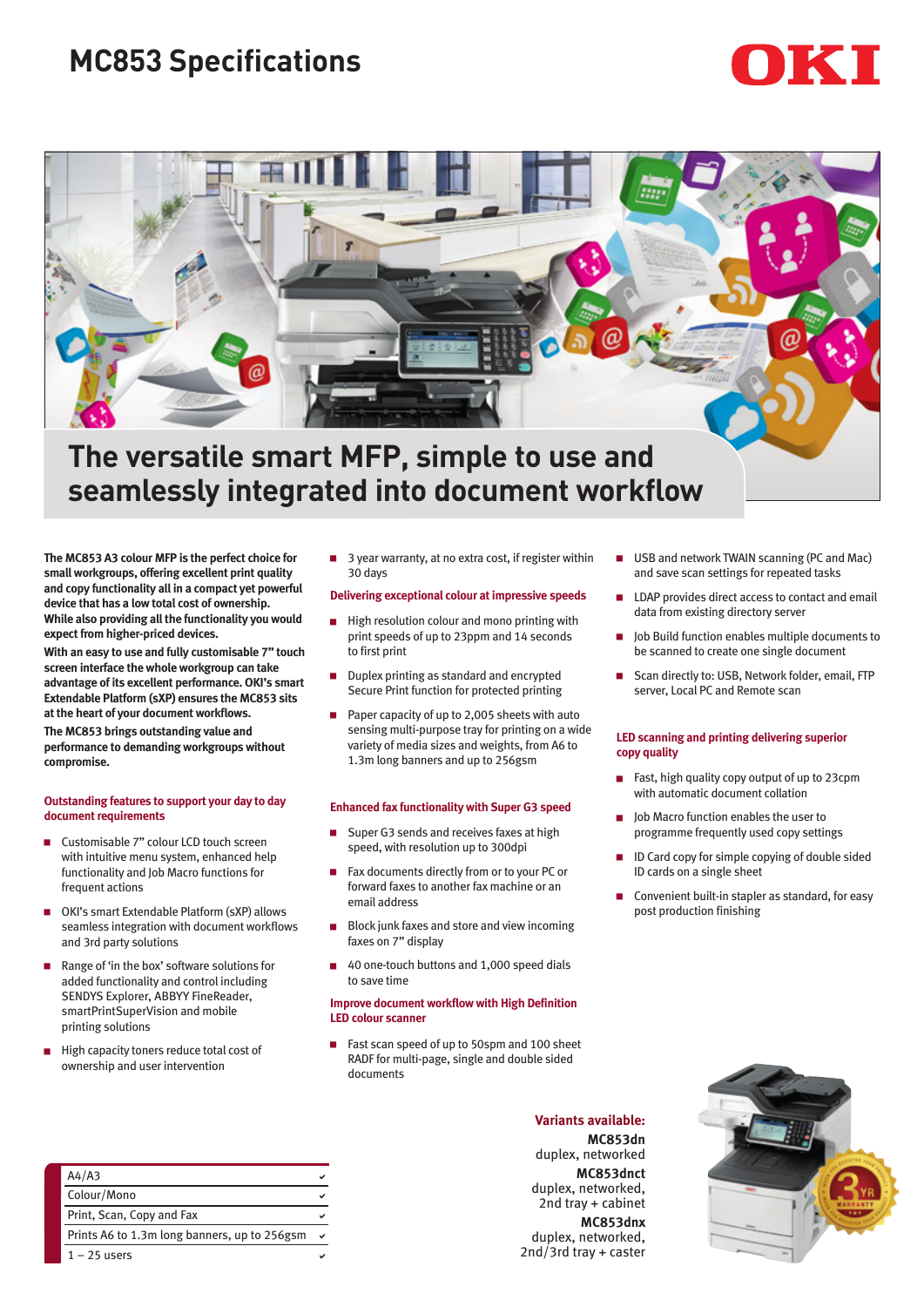# MC853 Specifications

OKI

## The versatile smart MFP, simple to use and seamlessly integrated into document workflow

**The MC853 A3 colour MFP is the perfect choice for small workgroups, offering excellent print quality and copy functionality all in a compact yet powerful device that has a low total cost of ownership. While also providing all the functionality you would expect from higher-priced devices.**

**With an easy to use and fully customisable 7" touch screen interface the whole workgroup can take advantage of its excellent performance. OKI's smart Extendable Platform (sXP) ensures the MC853 sits at the heart of your document workflows.**

**The MC853 brings outstanding value and performance to demanding workgroups without compromise.**

### Outstanding features to support your day to day document requirements

- Customisable 7" colour LCD touch screen with intuitive menu system, enhanced help functionality and Job Macro functions for frequent actions
- OKI's smart Extendable Platform (sXP) allows seamless integration with document workflows and 3rd party solutions
- Range of 'in the box' software solutions for added functionality and control including SENDYS Explorer, ABBYY FineReader, smartPrintSuperVision and mobile printing solutions
- High capacity toners reduce total cost of ownership and user intervention
- 3 year warranty, at no extra cost, if register within 30 days

### Delivering exceptional colour at impressive speeds

- High resolution colour and mono printing with print speeds of up to 23ppm and 14 seconds to first print
- Duplex printing as standard and encrypted Secure Print function for protected printing
- Paper capacity of up to 2,005 sheets with auto sensing multi-purpose tray for printing on a wide variety of media sizes and weights, from A6 to 1.3m long banners and up to 256gsm

### Enhanced fax functionality with Super G3 speed

- Super G3 sends and receives faxes at high speed, with resolution up to 300dpi
- Fax documents directly from or to your PC or forward faxes to another fax machine or an email address
- Block junk faxes and store and view incoming faxes on 7" display
- 40 one-touch buttons and 1,000 speed dials to save time

### Improve document workflow with High Definition LED colour scanner

- Fast scan speed of up to 50spm and 100 sheet RADF for multi-page, single and double sided documents
- USB and network TWAIN scanning (PC and Mac) and save scan settings for repeated tasks
- LDAP provides direct access to contact and email data from existing directory server
- Job Build function enables multiple documents to be scanned to create one single document
- Scan directly to: USB, Network folder, email, FTP server, Local PC and Remote scan

### LED scanning and printing delivering superior copy quality

- Fast, high quality copy output of up to 23cpm with automatic document collation
- Job Macro function enables the user to programme frequently used copy settings
- ID Card copy for simple copying of double sided ID cards on a single sheet
- Convenient built-in stapler as standard, for easy post production finishing

| Feature | |
|---|---|
| A4/A3 | ✓ |
| Colour/Mono | ✓ |
| Print, Scan, Copy and Fax | ✓ |
| Prints A6 to 1.3m long banners, up to 256gsm | ✓ |
| 1 – 25 users | ✓ |

**Variants available:**

**MC853dn**
duplex, networked

**MC853dnct**
duplex, networked, 2nd tray + cabinet

**MC853dnx**
duplex, networked, 2nd/3rd tray + caster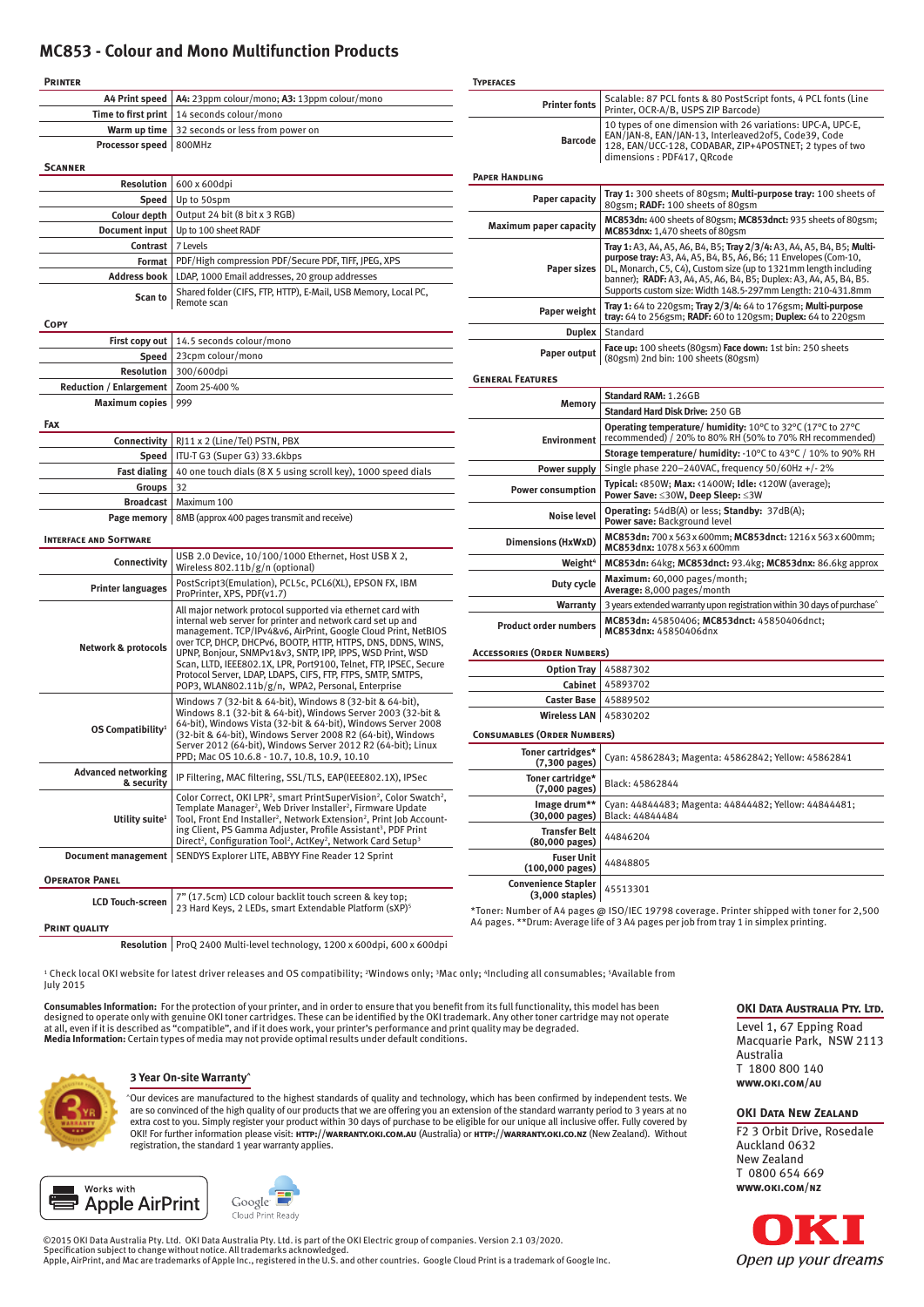# MC853 - Colour and Mono Multifunction Products

## Printer

| | |
|---|---|
| A4 Print speed | A4: 23ppm colour/mono; A3: 13ppm colour/mono |
| Time to first print | 14 seconds colour/mono |
| Warm up time | 32 seconds or less from power on |
| Processor speed | 800MHz |

## Scanner

| | |
|---|---|
| Resolution | 600 x 600dpi |
| Speed | Up to 50spm |
| Colour depth | Output 24 bit (8 bit x 3 RGB) |
| Document input | Up to 100 sheet RADF |
| Contrast | 7 Levels |
| Format | PDF/High compression PDF/Secure PDF, TIFF, JPEG, XPS |
| Address book | LDAP, 1000 Email addresses, 20 group addresses |
| Scan to | Shared folder (CIFS, FTP, HTTP), E-Mail, USB Memory, Local PC, Remote scan |

## Copy

| | |
|---|---|
| First copy out | 14.5 seconds colour/mono |
| Speed | 23cpm colour/mono |
| Resolution | 300/600dpi |
| Reduction / Enlargement | Zoom 25-400 % |
| Maximum copies | 999 |

## Fax

| | |
|---|---|
| Connectivity | RJ11 x 2 (Line/Tel) PSTN, PBX |
| Speed | ITU-T G3 (Super G3) 33.6kbps |
| Fast dialing | 40 one touch dials (8 X 5 using scroll key), 1000 speed dials |
| Groups | 32 |
| Broadcast | Maximum 100 |
| Page memory | 8MB (approx 400 pages transmit and receive) |

## Interface and Software

| | |
|---|---|
| Connectivity | USB 2.0 Device, 10/100/1000 Ethernet, Host USB X 2, Wireless 802.11b/g/n (optional) |
| Printer languages | PostScript3(Emulation), PCL5c, PCL6(XL), EPSON FX, IBM ProPrinter, XPS, PDF(v1.7) |
| Network & protocols | All major network protocol supported via ethernet card with internal web server for printer and network card set up and management. TCP/IPv4&v6, AirPrint, Google Cloud Print, NetBIOS over TCP, DHCP, DHCPv6, BOOTP, HTTP, HTTPS, DNS, DDNS, WINS, UPNP, Bonjour, SNMPv1&v3, SNTP, IPP, IPPS, WSD Print, WSD Scan, LLTD, IEEE802.1X, LPR, Port9100, Telnet, FTP, IPSEC, Secure Protocol Server, LDAP, LDAPS, CIFS, FTP, FTPS, SMTP, SMTPS, POP3, WLAN802.11b/g/n, WPA2, Personal, Enterprise |
| OS Compatibility[1] | Windows 7 (32-bit & 64-bit), Windows 8 (32-bit & 64-bit), Windows 8.1 (32-bit & 64-bit), Windows Server 2003 (32-bit & 64-bit), Windows Vista (32-bit & 64-bit), Windows Server 2008 (32-bit & 64-bit), Windows Server 2008 R2 (64-bit), Windows Server 2012 (64-bit), Windows Server 2012 R2 (64-bit); Linux PPD; Mac OS 10.6.8 - 10.7, 10.8, 10.9, 10.10 |
| Advanced networking & security | IP Filtering, MAC filtering, SSL/TLS, EAP(IEEE802.1X), IPSec |
| Utility suite[1] | Color Correct, OKI LPR[2], smart PrintSuperVision[2], Color Swatch[2], Template Manager[2], Web Driver Installer[2], Firmware Update Tool, Font End Installer[2], Network Extension[2], Print Job Accounting Client, PS Gamma Adjuster, Profile Assistant[3], PDF Print Direct[2], Configuration Tool[2], ActKey[2], Network Card Setup[3] |
| Document management | SENDYS Explorer LITE, ABBYY Fine Reader 12 Sprint |

## Operator Panel

| | |
|---|---|
| LCD Touch-screen | 7" (17.5cm) LCD colour backlit touch screen & key top; 23 Hard Keys, 2 LEDs, smart Extendable Platform (sXP)[5] |

## Print Quality

| | |
|---|---|
| Resolution | ProQ 2400 Multi-level technology, 1200 x 600dpi, 600 x 600dpi |

## Typefaces

| | |
|---|---|
| Printer fonts | Scalable: 87 PCL fonts & 80 PostScript fonts, 4 PCL fonts (Line Printer, OCR-A/B, USPS ZIP Barcode) |
| Barcode | 10 types of one dimension with 26 variations: UPC-A, UPC-E, EAN/JAN-8, EAN/JAN-13, Interleaved2of5, Code39, Code 128, EAN/UCC-128, CODABAR, ZIP+4POSTNET; 2 types of two dimensions : PDF417, QRcode |

## Paper Handling

| | |
|---|---|
| Paper capacity | **Tray 1:** 300 sheets of 80gsm; **Multi-purpose tray:** 100 sheets of 80gsm; **RADF:** 100 sheets of 80gsm |
| Maximum paper capacity | **MC853dn:** 400 sheets of 80gsm; **MC853dnct:** 935 sheets of 80gsm; **MC853dnx:** 1,470 sheets of 80gsm |
| Paper sizes | **Tray 1:** A3, A4, A5, A6, B4, B5; **Tray 2/3/4:** A3, A4, A5, B4, B5; **Multi-purpose tray:** A3, A4, A5, B4, B5, A6, B6; 11 Envelopes (Com-10, DL, Monarch, C5, C4), Custom size (up to 1321mm length including banner); **RADF:** A3, A4, A5, A6, B4, B5; Duplex: A3, A4, A5, B4, B5. Supports custom size: Width 148.5-297mm Length: 210-431.8mm |
| Paper weight | **Tray 1:** 64 to 220gsm; **Tray 2/3/4:** 64 to 176gsm; **Multi-purpose tray:** 64 to 256gsm; **RADF:** 60 to 120gsm; **Duplex:** 64 to 220gsm |
| Duplex | Standard |
| Paper output | **Face up:** 100 sheets (80gsm) **Face down:** 1st bin: 250 sheets (80gsm) 2nd bin: 100 sheets (80gsm) |

## General Features

| | |
|---|---|
| Memory | **Standard RAM:** 1.26GB |
| | **Standard Hard Disk Drive:** 250 GB |
| Environment | **Operating temperature/ humidity:** 10°C to 32°C (17°C to 27°C recommended) / 20% to 80% RH (50% to 70% RH recommended) |
| | **Storage temperature/ humidity:** -10°C to 43°C / 10% to 90% RH |
| Power supply | Single phase 220–240VAC, frequency 50/60Hz +/- 2% |
| Power consumption | **Typical:** <850W; **Max:** <1400W; **Idle:** <120W (average); **Power Save:** ≤30W, **Deep Sleep:** ≤3W |
| Noise level | **Operating:** 54dB(A) or less; **Standby:** 37dB(A); **Power save:** Background level |
| Dimensions (HxWxD) | **MC853dn:** 700 x 563 x 600mm; **MC853dnct:** 1216 x 563 x 600mm; **MC853dnx:** 1078 x 563 x 600mm |
| Weight[4] | **MC853dn:** 64kg; **MC853dnct:** 93.4kg; **MC853dnx:** 86.6kg approx |
| Duty cycle | **Maximum:** 60,000 pages/month; **Average:** 8,000 pages/month |
| Warranty | 3 years extended warranty upon registration within 30 days of purchase^ |
| Product order numbers | **MC853dn:** 45850406; **MC853dnct:** 45850406dnct; **MC853dnx:** 45850406dnx |

## Accessories (Order Numbers)

| | |
|---|---|
| Option Tray | 45887302 |
| Cabinet | 45893702 |
| Caster Base | 45889502 |
| Wireless LAN | 45830202 |

## Consumables (Order Numbers)

| | |
|---|---|
| Toner cartridges* (7,300 pages) | Cyan: 45862843; Magenta: 45862842; Yellow: 45862841 |
| Toner cartridge* (7,000 pages) | Black: 45862844 |
| Image drum** (30,000 pages) | Cyan: 44844483; Magenta: 44844482; Yellow: 44844481; Black: 44844484 |
| Transfer Belt (80,000 pages) | 44846204 |
| Fuser Unit (100,000 pages) | 44848805 |
| Convenience Stapler (3,000 staples) | 45513301 |

*Toner: Number of A4 pages @ ISO/IEC 19798 coverage. Printer shipped with toner for 2,500 A4 pages. **Drum: Average life of 3 A4 pages per job from tray 1 in simplex printing.

[1] Check local OKI website for latest driver releases and OS compatibility; [2]Windows only; [3]Mac only; [4]Including all consumables; [5]Available from July 2015

**Consumables Information:** For the protection of your printer, and in order to ensure that you benefit from its full functionality, this model has been designed to operate only with genuine OKI toner cartridges. These can be identified by the OKI trademark. Any other toner cartridge may not operate at all, even if it is described as "compatible", and if it does work, your printer's performance and print quality may be degraded.
**Media Information:** Certain types of media may not provide optimal results under default conditions.

### 3 Year On-site Warranty^

^Our devices are manufactured to the highest standards of quality and technology, which has been confirmed by independent tests. We are so convinced of the high quality of our products that we are offering you an extension of the standard warranty period to 3 years at no extra cost to you. Simply register your product within 30 days of purchase to be eligible for our unique all inclusive offer. Fully covered by OKI! For further information please visit: HTTP://WARRANTY.OKI.COM.AU (Australia) or HTTP://WARRANTY.OKI.CO.NZ (New Zealand). Without registration, the standard 1 year warranty applies.

Works with Apple AirPrint

Google Cloud Print Ready

### OKI Data Australia Pty. Ltd.

Level 1, 67 Epping Road
Macquarie Park, NSW 2113
Australia
T 1800 800 140
WWW.OKI.COM/AU

### OKI Data New Zealand

F2 3 Orbit Drive, Rosedale
Auckland 0632
New Zealand
T 0800 654 669
WWW.OKI.COM/NZ

OKI
*Open up your dreams*

©2015 OKI Data Australia Pty. Ltd. OKI Data Australia Pty. Ltd. is part of the OKI Electric group of companies. Version 2.1 03/2020.
Specification subject to change without notice. All trademarks acknowledged.
Apple, AirPrint, and Mac are trademarks of Apple Inc., registered in the U.S. and other countries. Google Cloud Print is a trademark of Google Inc.